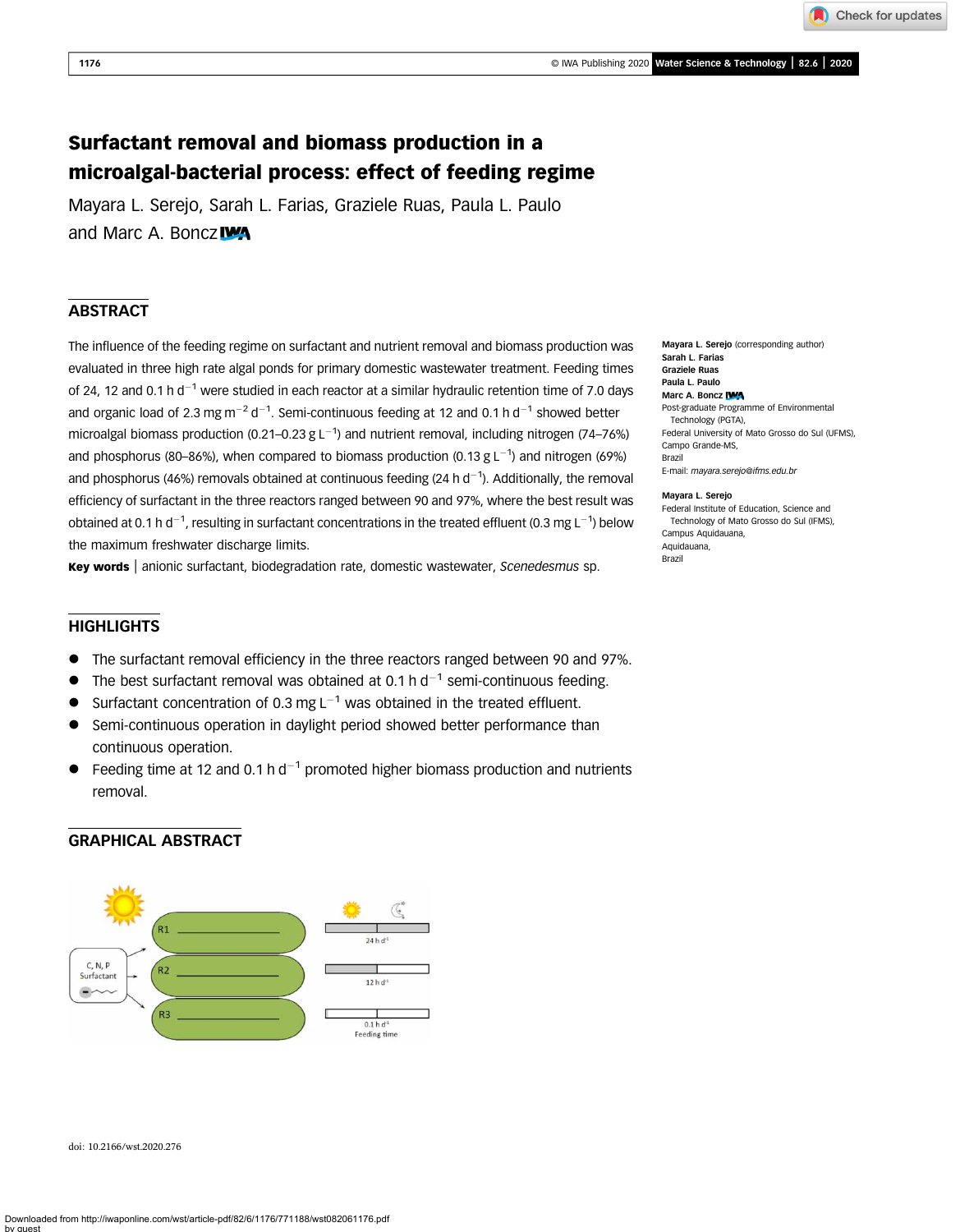# Surfactant removal and biomass production in a microalgal-bacterial process: effect of feeding regime

Mayara L. Serejo, Sarah L. Farias, Graziele Ruas, Paula L. Paulo and Marc A. Boncz

## ABSTRACT

The influence of the feeding regime on surfactant and nutrient removal and biomass production was evaluated in three high rate algal ponds for primary domestic wastewater treatment. Feeding times of 24, 12 and 0.1 h $d^{-1}$ were studied in each reactor at a similar hydraulic retention time of 7.0 days and organic load of 2.3 mg $m^{-2}$ $d^{-1}$. Semi-continuous feeding at 12 and 0.1 h $d^{-1}$ showed better microalgal biomass production (0.21–0.23 g $L^{-1}$) and nutrient removal, including nitrogen (74–76%) and phosphorus (80–86%), when compared to biomass production (0.13 g $L^{-1}$) and nitrogen (69%) and phosphorus (46%) removals obtained at continuous feeding (24 h $d^{-1}$). Additionally, the removal efficiency of surfactant in the three reactors ranged between 90 and 97%, where the best result was obtained at 0.1 h $d^{-1}$, resulting in surfactant concentrations in the treated effluent (0.3 mg $L^{-1}$) below the maximum freshwater discharge limits.

**Key words** | anionic surfactant, biodegradation rate, domestic wastewater, *Scenedesmus* sp.

**Mayara L. Serejo** (corresponding author)
**Sarah L. Farias**
**Graziele Ruas**
**Paula L. Paulo**
**Marc A. Boncz**
Post-graduate Programme of Environmental Technology (PGTA),
Federal University of Mato Grosso do Sul (UFMS),
Campo Grande-MS,
Brazil
E-mail: *mayara.serejo@ifms.edu.br*

**Mayara L. Serejo**
Federal Institute of Education, Science and Technology of Mato Grosso do Sul (IFMS),
Campus Aquidauana,
Aquidauana,
Brazil

## HIGHLIGHTS

- The surfactant removal efficiency in the three reactors ranged between 90 and 97%.
- The best surfactant removal was obtained at 0.1 h $d^{-1}$ semi-continuous feeding.
- Surfactant concentration of 0.3 mg $L^{-1}$ was obtained in the treated effluent.
- Semi-continuous operation in daylight period showed better performance than continuous operation.
- Feeding time at 12 and 0.1 h $d^{-1}$ promoted higher biomass production and nutrients removal.

## GRAPHICAL ABSTRACT

doi: 10.2166/wst.2020.276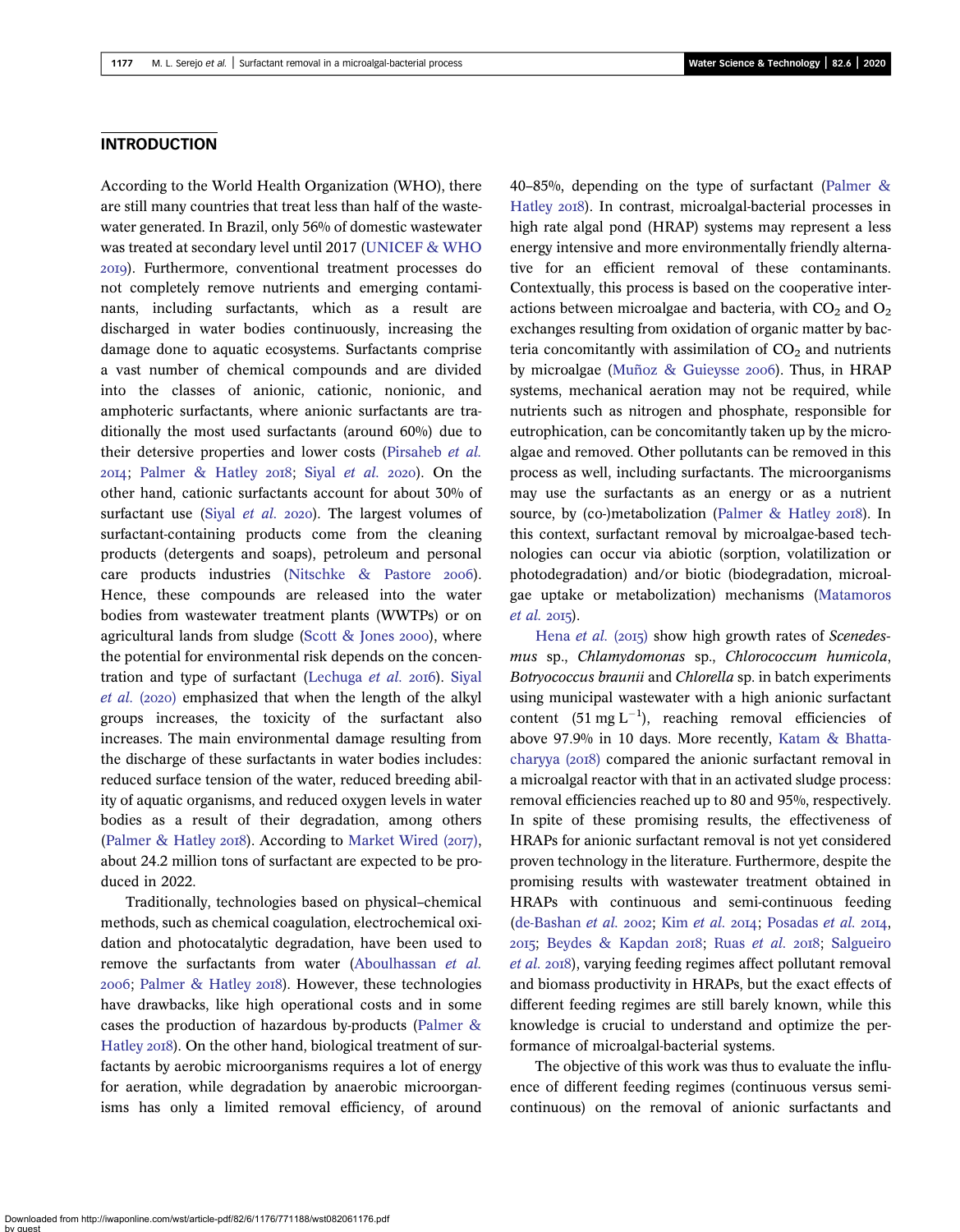## INTRODUCTION

According to the World Health Organization (WHO), there are still many countries that treat less than half of the wastewater generated. In Brazil, only 56% of domestic wastewater was treated at secondary level until 2017 (UNICEF & WHO 2019). Furthermore, conventional treatment processes do not completely remove nutrients and emerging contaminants, including surfactants, which as a result are discharged in water bodies continuously, increasing the damage done to aquatic ecosystems. Surfactants comprise a vast number of chemical compounds and are divided into the classes of anionic, cationic, nonionic, and amphoteric surfactants, where anionic surfactants are traditionally the most used surfactants (around 60%) due to their detersive properties and lower costs (Pirsaheb *et al.* 2014; Palmer & Hatley 2018; Siyal *et al.* 2020). On the other hand, cationic surfactants account for about 30% of surfactant use (Siyal *et al.* 2020). The largest volumes of surfactant-containing products come from the cleaning products (detergents and soaps), petroleum and personal care products industries (Nitschke & Pastore 2006). Hence, these compounds are released into the water bodies from wastewater treatment plants (WWTPs) or on agricultural lands from sludge (Scott & Jones 2000), where the potential for environmental risk depends on the concentration and type of surfactant (Lechuga *et al.* 2016). Siyal *et al.* (2020) emphasized that when the length of the alkyl groups increases, the toxicity of the surfactant also increases. The main environmental damage resulting from the discharge of these surfactants in water bodies includes: reduced surface tension of the water, reduced breeding ability of aquatic organisms, and reduced oxygen levels in water bodies as a result of their degradation, among others (Palmer & Hatley 2018). According to Market Wired (2017), about 24.2 million tons of surfactant are expected to be produced in 2022.

Traditionally, technologies based on physical–chemical methods, such as chemical coagulation, electrochemical oxidation and photocatalytic degradation, have been used to remove the surfactants from water (Aboulhassan *et al.* 2006; Palmer & Hatley 2018). However, these technologies have drawbacks, like high operational costs and in some cases the production of hazardous by-products (Palmer & Hatley 2018). On the other hand, biological treatment of surfactants by aerobic microorganisms requires a lot of energy for aeration, while degradation by anaerobic microorganisms has only a limited removal efficiency, of around 40–85%, depending on the type of surfactant (Palmer & Hatley 2018). In contrast, microalgal-bacterial processes in high rate algal pond (HRAP) systems may represent a less energy intensive and more environmentally friendly alternative for an efficient removal of these contaminants. Contextually, this process is based on the cooperative interactions between microalgae and bacteria, with $CO_2$ and $O_2$ exchanges resulting from oxidation of organic matter by bacteria concomitantly with assimilation of $CO_2$ and nutrients by microalgae (Muñoz & Guieysse 2006). Thus, in HRAP systems, mechanical aeration may not be required, while nutrients such as nitrogen and phosphate, responsible for eutrophication, can be concomitantly taken up by the microalgae and removed. Other pollutants can be removed in this process as well, including surfactants. The microorganisms may use the surfactants as an energy or as a nutrient source, by (co-)metabolization (Palmer & Hatley 2018). In this context, surfactant removal by microalgae-based technologies can occur via abiotic (sorption, volatilization or photodegradation) and/or biotic (biodegradation, microalgae uptake or metabolization) mechanisms (Matamoros *et al.* 2015).

Hena *et al.* (2015) show high growth rates of *Scenedesmus* sp., *Chlamydomonas* sp., *Chlorococcum humicola*, *Botryococcus braunii* and *Chlorella* sp. in batch experiments using municipal wastewater with a high anionic surfactant content ($51\ mg\ L^{-1}$), reaching removal efficiencies of above 97.9% in 10 days. More recently, Katam & Bhattacharyya (2018) compared the anionic surfactant removal in a microalgal reactor with that in an activated sludge process: removal efficiencies reached up to 80 and 95%, respectively. In spite of these promising results, the effectiveness of HRAPs for anionic surfactant removal is not yet considered proven technology in the literature. Furthermore, despite the promising results with wastewater treatment obtained in HRAPs with continuous and semi-continuous feeding (de-Bashan *et al.* 2002; Kim *et al.* 2014; Posadas *et al.* 2014, 2015; Beydes & Kapdan 2018; Ruas *et al.* 2018; Salgueiro *et al.* 2018), varying feeding regimes affect pollutant removal and biomass productivity in HRAPs, but the exact effects of different feeding regimes are still barely known, while this knowledge is crucial to understand and optimize the performance of microalgal-bacterial systems.

The objective of this work was thus to evaluate the influence of different feeding regimes (continuous versus semi-continuous) on the removal of anionic surfactants and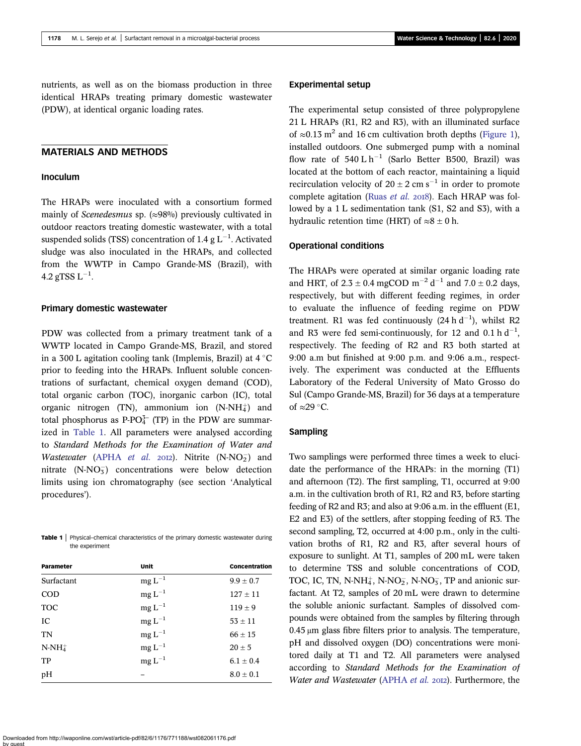nutrients, as well as on the biomass production in three identical HRAPs treating primary domestic wastewater (PDW), at identical organic loading rates.

## MATERIALS AND METHODS

### Inoculum

The HRAPs were inoculated with a consortium formed mainly of *Scenedesmus* sp. (≈98%) previously cultivated in outdoor reactors treating domestic wastewater, with a total suspended solids (TSS) concentration of 1.4 g $L^{-1}$. Activated sludge was also inoculated in the HRAPs, and collected from the WWTP in Campo Grande-MS (Brazil), with 4.2 gTSS $L^{-1}$.

### Primary domestic wastewater

PDW was collected from a primary treatment tank of a WWTP located in Campo Grande-MS, Brazil, and stored in a 300 L agitation cooling tank (Implemis, Brazil) at 4 °C prior to feeding into the HRAPs. Influent soluble concentrations of surfactant, chemical oxygen demand (COD), total organic carbon (TOC), inorganic carbon (IC), total organic nitrogen (TN), ammonium ion ($N\text{-}NH_4^+$) and total phosphorus as $P\text{-}PO_4^{3-}$ (TP) in the PDW are summarized in Table 1. All parameters were analysed according to *Standard Methods for the Examination of Water and Wastewater* (APHA *et al.* 2012). Nitrite ($N\text{-}NO_2^-$) and nitrate ($N\text{-}NO_3^-$) concentrations were below detection limits using ion chromatography (see section 'Analytical procedures').

**Table 1** | Physical–chemical characteristics of the primary domestic wastewater during the experiment

| Parameter | Unit | Concentration |
|---|---|---|
| Surfactant | mg $L^{-1}$ | 9.9 ± 0.7 |
| COD | mg $L^{-1}$ | 127 ± 11 |
| TOC | mg $L^{-1}$ | 119 ± 9 |
| IC | mg $L^{-1}$ | 53 ± 11 |
| TN | mg $L^{-1}$ | 66 ± 15 |
| $N\text{-}NH_4^+$ | mg $L^{-1}$ | 20 ± 5 |
| TP | mg $L^{-1}$ | 6.1 ± 0.4 |
| pH | – | 8.0 ± 0.1 |

### Experimental setup

The experimental setup consisted of three polypropylene 21 L HRAPs (R1, R2 and R3), with an illuminated surface of ≈0.13 $m^2$ and 16 cm cultivation broth depths (Figure 1), installed outdoors. One submerged pump with a nominal flow rate of 540 L $h^{-1}$ (Sarlo Better B500, Brazil) was located at the bottom of each reactor, maintaining a liquid recirculation velocity of 20 ± 2 cm $s^{-1}$ in order to promote complete agitation (Ruas *et al.* 2018). Each HRAP was followed by a 1 L sedimentation tank (S1, S2 and S3), with a hydraulic retention time (HRT) of ≈8 ± 0 h.

### Operational conditions

The HRAPs were operated at similar organic loading rate and HRT, of 2.3 ± 0.4 mgCOD $m^{-2}$ $d^{-1}$ and 7.0 ± 0.2 days, respectively, but with different feeding regimes, in order to evaluate the influence of feeding regime on PDW treatment. R1 was fed continuously (24 h $d^{-1}$), whilst R2 and R3 were fed semi-continuously, for 12 and 0.1 h $d^{-1}$, respectively. The feeding of R2 and R3 both started at 9:00 a.m but finished at 9:00 p.m. and 9:06 a.m., respectively. The experiment was conducted at the Effluents Laboratory of the Federal University of Mato Grosso do Sul (Campo Grande-MS, Brazil) for 36 days at a temperature of ≈29 °C.

### Sampling

Two samplings were performed three times a week to elucidate the performance of the HRAPs: in the morning (T1) and afternoon (T2). The first sampling, T1, occurred at 9:00 a.m. in the cultivation broth of R1, R2 and R3, before starting feeding of R2 and R3; and also at 9:06 a.m. in the effluent (E1, E2 and E3) of the settlers, after stopping feeding of R3. The second sampling, T2, occurred at 4:00 p.m., only in the cultivation broths of R1, R2 and R3, after several hours of exposure to sunlight. At T1, samples of 200 mL were taken to determine TSS and soluble concentrations of COD, TOC, IC, TN, $N\text{-}NH_4^+$, $N\text{-}NO_2^-$, $N\text{-}NO_3^-$, TP and anionic surfactant. At T2, samples of 20 mL were drawn to determine the soluble anionic surfactant. Samples of dissolved compounds were obtained from the samples by filtering through 0.45 μm glass fibre filters prior to analysis. The temperature, pH and dissolved oxygen (DO) concentrations were monitored daily at T1 and T2. All parameters were analysed according to *Standard Methods for the Examination of Water and Wastewater* (APHA *et al.* 2012). Furthermore, the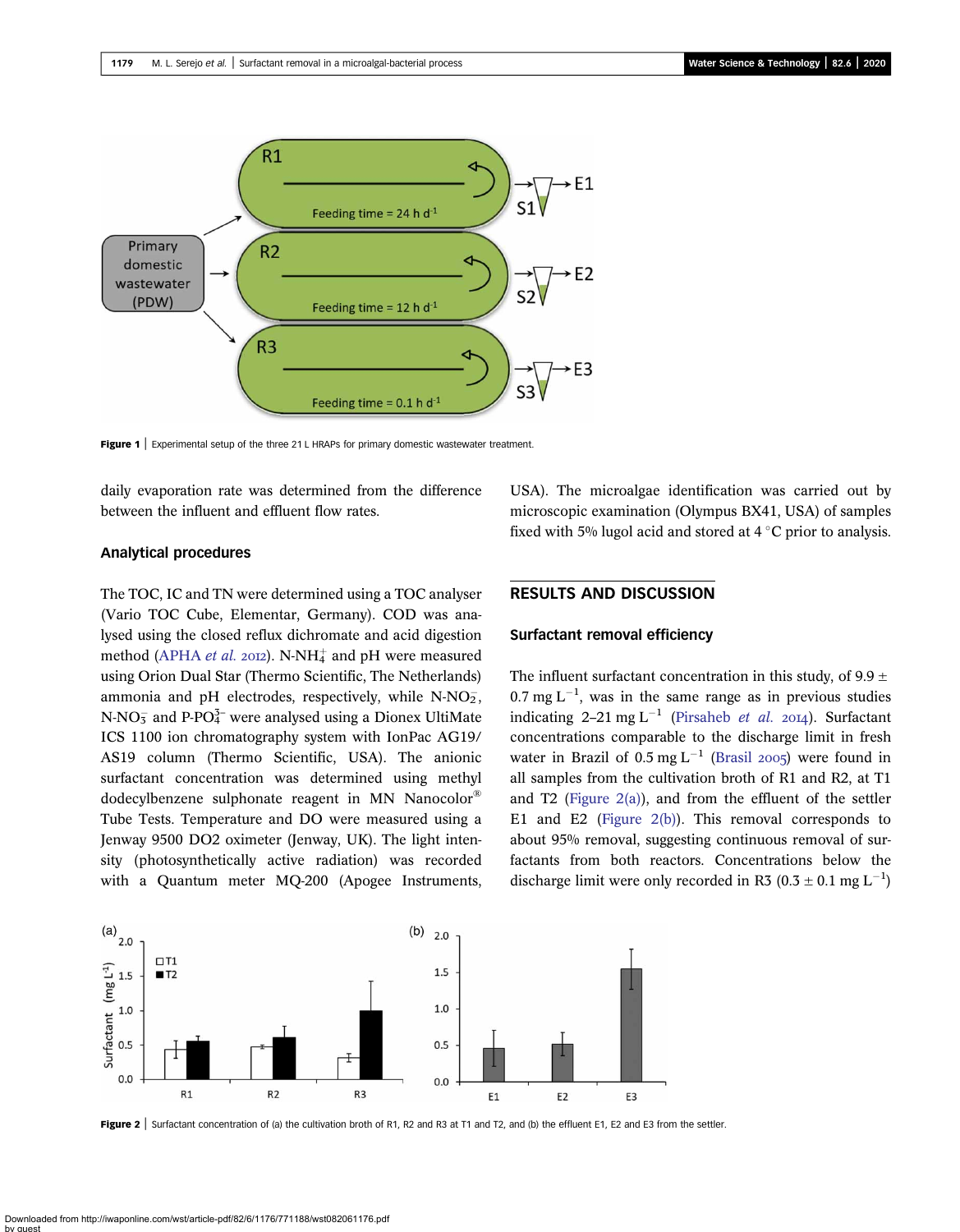Figure 1 | Experimental setup of the three 21 L HRAPs for primary domestic wastewater treatment.

daily evaporation rate was determined from the difference between the influent and effluent flow rates.

### Analytical procedures

The TOC, IC and TN were determined using a TOC analyser (Vario TOC Cube, Elementar, Germany). COD was analysed using the closed reflux dichromate and acid digestion method (APHA *et al.* 2012). N-$NH_4^+$ and pH were measured using Orion Dual Star (Thermo Scientific, The Netherlands) ammonia and pH electrodes, respectively, while N-$NO_2^-$, N-$NO_3^-$ and P-$PO_4^{3-}$ were analysed using a Dionex UltiMate ICS 1100 ion chromatography system with IonPac AG19/AS19 column (Thermo Scientific, USA). The anionic surfactant concentration was determined using methyl dodecylbenzene sulphonate reagent in MN Nanocolor® Tube Tests. Temperature and DO were measured using a Jenway 9500 DO2 oximeter (Jenway, UK). The light intensity (photosynthetically active radiation) was recorded with a Quantum meter MQ-200 (Apogee Instruments, USA). The microalgae identification was carried out by microscopic examination (Olympus BX41, USA) of samples fixed with 5% lugol acid and stored at 4 °C prior to analysis.

## RESULTS AND DISCUSSION

### Surfactant removal efficiency

The influent surfactant concentration in this study, of 9.9 ± 0.7 mg $L^{-1}$, was in the same range as in previous studies indicating 2–21 mg $L^{-1}$ (Pirsaheb *et al.* 2014). Surfactant concentrations comparable to the discharge limit in fresh water in Brazil of 0.5 mg $L^{-1}$ (Brasil 2005) were found in all samples from the cultivation broth of R1 and R2, at T1 and T2 (Figure 2(a)), and from the effluent of the settler E1 and E2 (Figure 2(b)). This removal corresponds to about 95% removal, suggesting continuous removal of surfactants from both reactors. Concentrations below the discharge limit were only recorded in R3 (0.3 ± 0.1 mg $L^{-1}$)

Figure 2 | Surfactant concentration of (a) the cultivation broth of R1, R2 and R3 at T1 and T2, and (b) the effluent E1, E2 and E3 from the settler.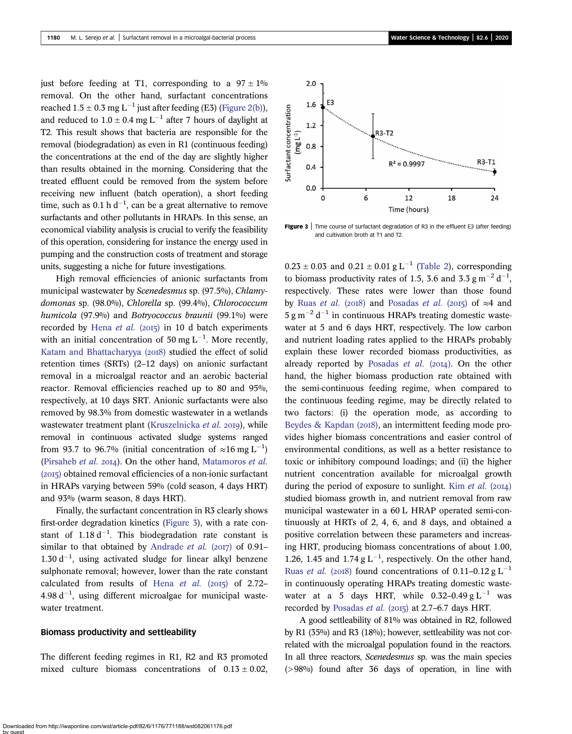just before feeding at T1, corresponding to a 97 ± 1% removal. On the other hand, surfactant concentrations reached 1.5 ± 0.3 mg $L^{-1}$ just after feeding (E3) (Figure 2(b)), and reduced to 1.0 ± 0.4 mg $L^{-1}$ after 7 hours of daylight at T2. This result shows that bacteria are responsible for the removal (biodegradation) as even in R1 (continuous feeding) the concentrations at the end of the day are slightly higher than results obtained in the morning. Considering that the treated effluent could be removed from the system before receiving new influent (batch operation), a short feeding time, such as 0.1 h $d^{-1}$, can be a great alternative to remove surfactants and other pollutants in HRAPs. In this sense, an economical viability analysis is crucial to verify the feasibility of this operation, considering for instance the energy used in pumping and the construction costs of treatment and storage units, suggesting a niche for future investigations.

High removal efficiencies of anionic surfactants from municipal wastewater by *Scenedesmus* sp. (97.5%), *Chlamydomonas* sp. (98.0%), *Chlorella* sp. (99.4%), *Chlorococcum humicola* (97.9%) and *Botryococcus braunii* (99.1%) were recorded by Hena *et al.* (2015) in 10 d batch experiments with an initial concentration of 50 mg $L^{-1}$. More recently, Katam and Bhattacharyya (2018) studied the effect of solid retention times (SRTs) (2–12 days) on anionic surfactant removal in a microalgal reactor and an aerobic bacterial reactor. Removal efficiencies reached up to 80 and 95%, respectively, at 10 days SRT. Anionic surfactants were also removed by 98.3% from domestic wastewater in a wetlands wastewater treatment plant (Kruszelnicka *et al.* 2019), while removal in continuous activated sludge systems ranged from 93.7 to 96.7% (initial concentration of ≈16 mg $L^{-1}$) (Pirsaheb *et al.* 2014). On the other hand, Matamoros *et al.* (2015) obtained removal efficiencies of a non-ionic surfactant in HRAPs varying between 59% (cold season, 4 days HRT) and 93% (warm season, 8 days HRT).

Finally, the surfactant concentration in R3 clearly shows first-order degradation kinetics (Figure 3), with a rate constant of 1.18 $d^{-1}$. This biodegradation rate constant is similar to that obtained by Andrade *et al.* (2017) of 0.91–1.30 $d^{-1}$, using activated sludge for linear alkyl benzene sulphonate removal; however, lower than the rate constant calculated from results of Hena *et al.* (2015) of 2.72–4.98 $d^{-1}$, using different microalgae for municipal wastewater treatment.

**Figure 3** | Time course of surfactant degradation of R3 in the effluent E3 (after feeding) and cultivation broth at T1 and T2.

### Biomass productivity and settleability

The different feeding regimes in R1, R2 and R3 promoted mixed culture biomass concentrations of 0.13 ± 0.02, 0.23 ± 0.03 and 0.21 ± 0.01 g $L^{-1}$ (Table 2), corresponding to biomass productivity rates of 1.5, 3.6 and 3.3 g $m^{-2}$ $d^{-1}$, respectively. These rates were lower than those found by Ruas *et al.* (2018) and Posadas *et al.* (2015) of ≈4 and 5 g $m^{-2}$ $d^{-1}$ in continuous HRAPs treating domestic wastewater at 5 and 6 days HRT, respectively. The low carbon and nutrient loading rates applied to the HRAPs probably explain these lower recorded biomass productivities, as already reported by Posadas *et al.* (2014). On the other hand, the higher biomass production rate obtained with the semi-continuous feeding regime, when compared to the continuous feeding regime, may be directly related to two factors: (i) the operation mode, as according to Beydes & Kapdan (2018), an intermittent feeding mode provides higher biomass concentrations and easier control of environmental conditions, as well as a better resistance to toxic or inhibitory compound loadings; and (ii) the higher nutrient concentration available for microalgal growth during the period of exposure to sunlight. Kim *et al.* (2014) studied biomass growth in, and nutrient removal from raw municipal wastewater in a 60 L HRAP operated semi-continuously at HRTs of 2, 4, 6, and 8 days, and obtained a positive correlation between these parameters and increasing HRT, producing biomass concentrations of about 1.00, 1.26, 1.45 and 1.74 g $L^{-1}$, respectively. On the other hand, Ruas *et al.* (2018) found concentrations of 0.11–0.12 g $L^{-1}$ in continuously operating HRAPs treating domestic wastewater at a 5 days HRT, while 0.32–0.49 g $L^{-1}$ was recorded by Posadas *et al.* (2015) at 2.7–6.7 days HRT.

A good settleability of 81% was obtained in R2, followed by R1 (35%) and R3 (18%); however, settleability was not correlated with the microalgal population found in the reactors. In all three reactors, *Scenedesmus* sp. was the main species (>98%) found after 36 days of operation, in line with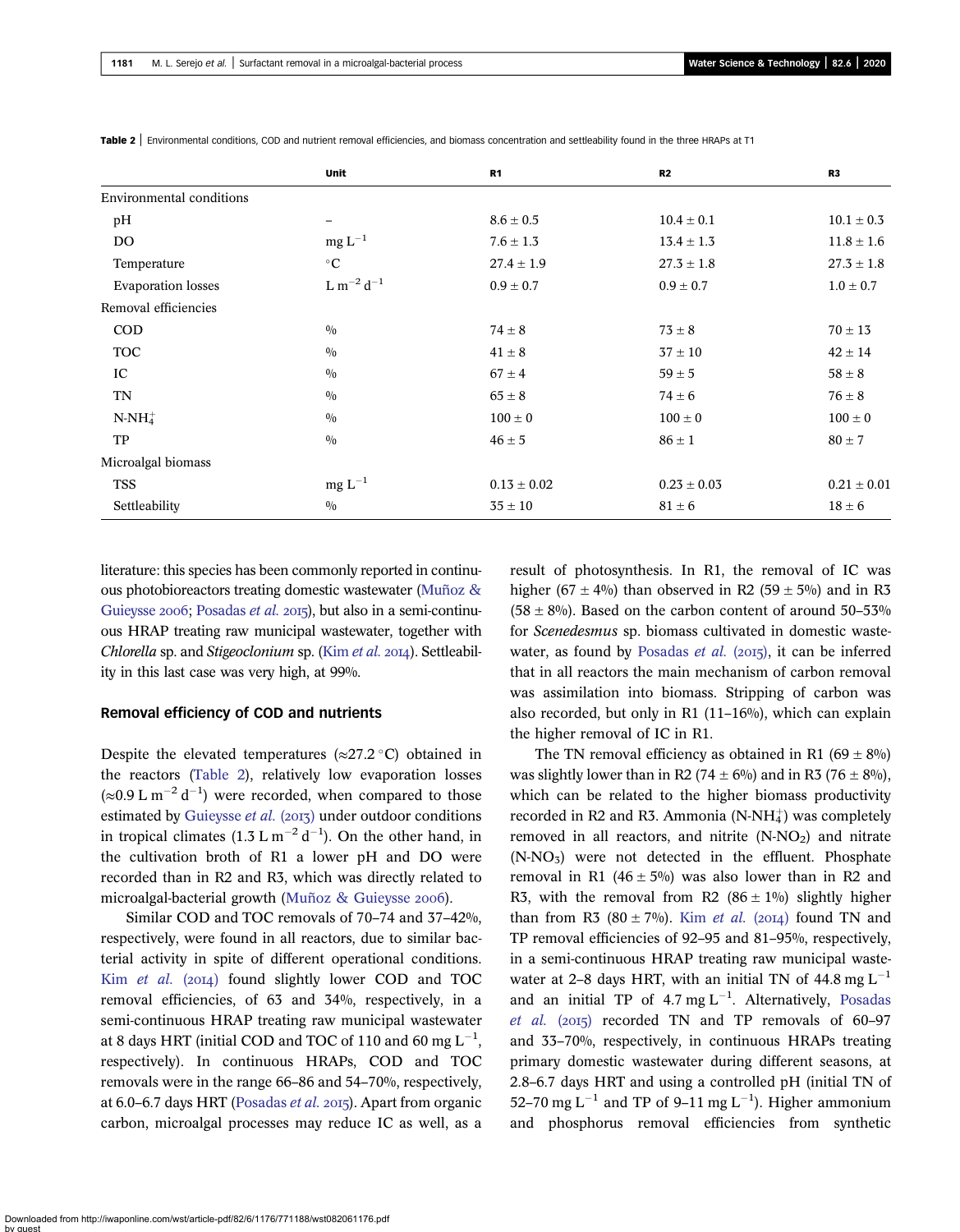**Table 2** | Environmental conditions, COD and nutrient removal efficiencies, and biomass concentration and settleability found in the three HRAPs at T1

| | Unit | R1 | R2 | R3 |
|---|---|---|---|---|
| Environmental conditions | | | | |
| pH | – | 8.6 ± 0.5 | 10.4 ± 0.1 | 10.1 ± 0.3 |
| DO | $mg\ L^{-1}$ | 7.6 ± 1.3 | 13.4 ± 1.3 | 11.8 ± 1.6 |
| Temperature | °C | 27.4 ± 1.9 | 27.3 ± 1.8 | 27.3 ± 1.8 |
| Evaporation losses | $L\ m^{-2}\ d^{-1}$ | 0.9 ± 0.7 | 0.9 ± 0.7 | 1.0 ± 0.7 |
| Removal efficiencies | | | | |
| COD | % | 74 ± 8 | 73 ± 8 | 70 ± 13 |
| TOC | % | 41 ± 8 | 37 ± 10 | 42 ± 14 |
| IC | % | 67 ± 4 | 59 ± 5 | 58 ± 8 |
| TN | % | 65 ± 8 | 74 ± 6 | 76 ± 8 |
| $N\text{-}NH_4^+$ | % | 100 ± 0 | 100 ± 0 | 100 ± 0 |
| TP | % | 46 ± 5 | 86 ± 1 | 80 ± 7 |
| Microalgal biomass | | | | |
| TSS | $mg\ L^{-1}$ | 0.13 ± 0.02 | 0.23 ± 0.03 | 0.21 ± 0.01 |
| Settleability | % | 35 ± 10 | 81 ± 6 | 18 ± 6 |

literature: this species has been commonly reported in continuous photobioreactors treating domestic wastewater (Muñoz & Guieysse 2006; Posadas *et al.* 2015), but also in a semi-continuous HRAP treating raw municipal wastewater, together with *Chlorella* sp. and *Stigeoclonium* sp. (Kim *et al.* 2014). Settleability in this last case was very high, at 99%.

## Removal efficiency of COD and nutrients

Despite the elevated temperatures (≈27.2 °C) obtained in the reactors (Table 2), relatively low evaporation losses (≈0.9 $L\ m^{-2}\ d^{-1}$) were recorded, when compared to those estimated by Guieysse *et al.* (2013) under outdoor conditions in tropical climates (1.3 $L\ m^{-2}\ d^{-1}$). On the other hand, in the cultivation broth of R1 a lower pH and DO were recorded than in R2 and R3, which was directly related to microalgal-bacterial growth (Muñoz & Guieysse 2006).

Similar COD and TOC removals of 70–74 and 37–42%, respectively, were found in all reactors, due to similar bacterial activity in spite of different operational conditions. Kim *et al.* (2014) found slightly lower COD and TOC removal efficiencies, of 63 and 34%, respectively, in a semi-continuous HRAP treating raw municipal wastewater at 8 days HRT (initial COD and TOC of 110 and 60 $mg\ L^{-1}$, respectively). In continuous HRAPs, COD and TOC removals were in the range 66–86 and 54–70%, respectively, at 6.0–6.7 days HRT (Posadas *et al.* 2015). Apart from organic carbon, microalgal processes may reduce IC as well, as a result of photosynthesis. In R1, the removal of IC was higher (67 ± 4%) than observed in R2 (59 ± 5%) and in R3 (58 ± 8%). Based on the carbon content of around 50–53% for *Scenedesmus* sp. biomass cultivated in domestic wastewater, as found by Posadas *et al.* (2015), it can be inferred that in all reactors the main mechanism of carbon removal was assimilation into biomass. Stripping of carbon was also recorded, but only in R1 (11–16%), which can explain the higher removal of IC in R1.

The TN removal efficiency as obtained in R1 (69 ± 8%) was slightly lower than in R2 (74 ± 6%) and in R3 (76 ± 8%), which can be related to the higher biomass productivity recorded in R2 and R3. Ammonia ($N\text{-}NH_4^+$) was completely removed in all reactors, and nitrite ($N\text{-}NO_2$) and nitrate ($N\text{-}NO_3$) were not detected in the effluent. Phosphate removal in R1 (46 ± 5%) was also lower than in R2 and R3, with the removal from R2 (86 ± 1%) slightly higher than from R3 (80 ± 7%). Kim *et al.* (2014) found TN and TP removal efficiencies of 92–95 and 81–95%, respectively, in a semi-continuous HRAP treating raw municipal wastewater at 2–8 days HRT, with an initial TN of 44.8 $mg\ L^{-1}$ and an initial TP of 4.7 $mg\ L^{-1}$. Alternatively, Posadas *et al.* (2015) recorded TN and TP removals of 60–97 and 33–70%, respectively, in continuous HRAPs treating primary domestic wastewater during different seasons, at 2.8–6.7 days HRT and using a controlled pH (initial TN of 52–70 $mg\ L^{-1}$ and TP of 9–11 $mg\ L^{-1}$). Higher ammonium and phosphorus removal efficiencies from synthetic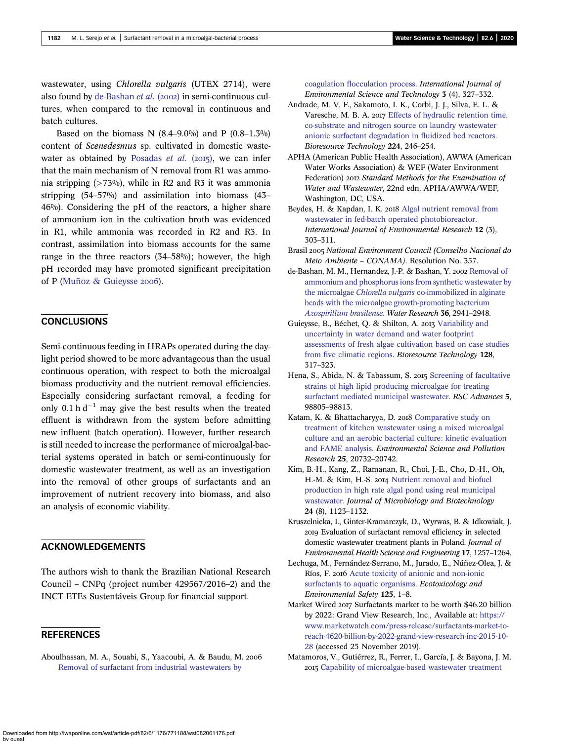wastewater, using *Chlorella vulgaris* (UTEX 2714), were also found by de-Bashan *et al.* (2002) in semi-continuous cultures, when compared to the removal in continuous and batch cultures.

Based on the biomass N (8.4–9.0%) and P (0.8–1.3%) content of *Scenedesmus* sp. cultivated in domestic wastewater as obtained by Posadas *et al.* (2015), we can infer that the main mechanism of N removal from R1 was ammonia stripping (>73%), while in R2 and R3 it was ammonia stripping (54–57%) and assimilation into biomass (43–46%). Considering the pH of the reactors, a higher share of ammonium ion in the cultivation broth was evidenced in R1, while ammonia was recorded in R2 and R3. In contrast, assimilation into biomass accounts for the same range in the three reactors (34–58%); however, the high pH recorded may have promoted significant precipitation of P (Muñoz & Guieysse 2006).

## CONCLUSIONS

Semi-continuous feeding in HRAPs operated during the daylight period showed to be more advantageous than the usual continuous operation, with respect to both the microalgal biomass productivity and the nutrient removal efficiencies. Especially considering surfactant removal, a feeding for only 0.1 h $d^{-1}$ may give the best results when the treated effluent is withdrawn from the system before admitting new influent (batch operation). However, further research is still needed to increase the performance of microalgal-bacterial systems operated in batch or semi-continuously for domestic wastewater treatment, as well as an investigation into the removal of other groups of surfactants and an improvement of nutrient recovery into biomass, and also an analysis of economic viability.

## ACKNOWLEDGEMENTS

The authors wish to thank the Brazilian National Research Council – CNPq (project number 429567/2016–2) and the INCT ETEs Sustentáveis Group for financial support.

## REFERENCES

Aboulhassan, M. A., Souabi, S., Yaacoubi, A. & Baudu, M. 2006 Removal of surfactant from industrial wastewaters by coagulation flocculation process. *International Journal of Environmental Science and Technology* **3** (4), 327–332.

Andrade, M. V. F., Sakamoto, I. K., Corbi, J. J., Silva, E. L. & Varesche, M. B. A. 2017 Effects of hydraulic retention time, co-substrate and nitrogen source on laundry wastewater anionic surfactant degradation in fluidized bed reactors. *Bioresource Technology* **224**, 246–254.

APHA (American Public Health Association), AWWA (American Water Works Association) & WEF (Water Environment Federation) 2012 *Standard Methods for the Examination of Water and Wastewater*, 22nd edn. APHA/AWWA/WEF, Washington, DC, USA.

Beydes, H. & Kapdan, I. K. 2018 Algal nutrient removal from wastewater in fed-batch operated photobioreactor. *International Journal of Environmental Research* **12** (3), 303–311.

Brasil 2005 *National Environment Council (Conselho Nacional do Meio Ambiente – CONAMA)*. Resolution No. 357.

de-Bashan, M. M., Hernandez, J.-P. & Bashan, Y. 2002 Removal of ammonium and phosphorus ions from synthetic wastewater by the microalgae *Chlorella vulgaris* co-immobilized in alginate beads with the microalgae growth-promoting bacterium *Azospirillum brasilense*. *Water Research* **36**, 2941–2948.

Guieysse, B., Béchet, Q. & Shilton, A. 2013 Variability and uncertainty in water demand and water footprint assessments of fresh algae cultivation based on case studies from five climatic regions. *Bioresource Technology* **128**, 317–323.

Hena, S., Abida, N. & Tabassum, S. 2015 Screening of facultative strains of high lipid producing microalgae for treating surfactant mediated municipal wastewater. *RSC Advances* **5**, 98805–98813.

Katam, K. & Bhattacharyya, D. 2018 Comparative study on treatment of kitchen wastewater using a mixed microalgal culture and an aerobic bacterial culture: kinetic evaluation and FAME analysis. *Environmental Science and Pollution Research* **25**, 20732–20742.

Kim, B.-H., Kang, Z., Ramanan, R., Choi, J.-E., Cho, D.-H., Oh, H.-M. & Kim, H.-S. 2014 Nutrient removal and biofuel production in high rate algal pond using real municipal wastewater. *Journal of Microbiology and Biotechnology* **24** (8), 1123–1132.

Kruszelnicka, I., Ginter-Kramarczyk, D., Wyrwas, B. & Idkowiak, J. 2019 Evaluation of surfactant removal efficiency in selected domestic wastewater treatment plants in Poland. *Journal of Environmental Health Science and Engineering* **17**, 1257–1264.

Lechuga, M., Fernández-Serrano, M., Jurado, E., Núñez-Olea, J. & Ríos, F. 2016 Acute toxicity of anionic and non-ionic surfactants to aquatic organisms. *Ecotoxicology and Environmental Safety* **125**, 1–8.

Market Wired 2017 Surfactants market to be worth $46.20 billion by 2022: Grand View Research, Inc., Available at: https://www.marketwatch.com/press-release/surfactants-market-to-reach-4620-billion-by-2022-grand-view-research-inc-2015-10-28 (accessed 25 November 2019).

Matamoros, V., Gutiérrez, R., Ferrer, I., García, J. & Bayona, J. M. 2015 Capability of microalgae-based wastewater treatment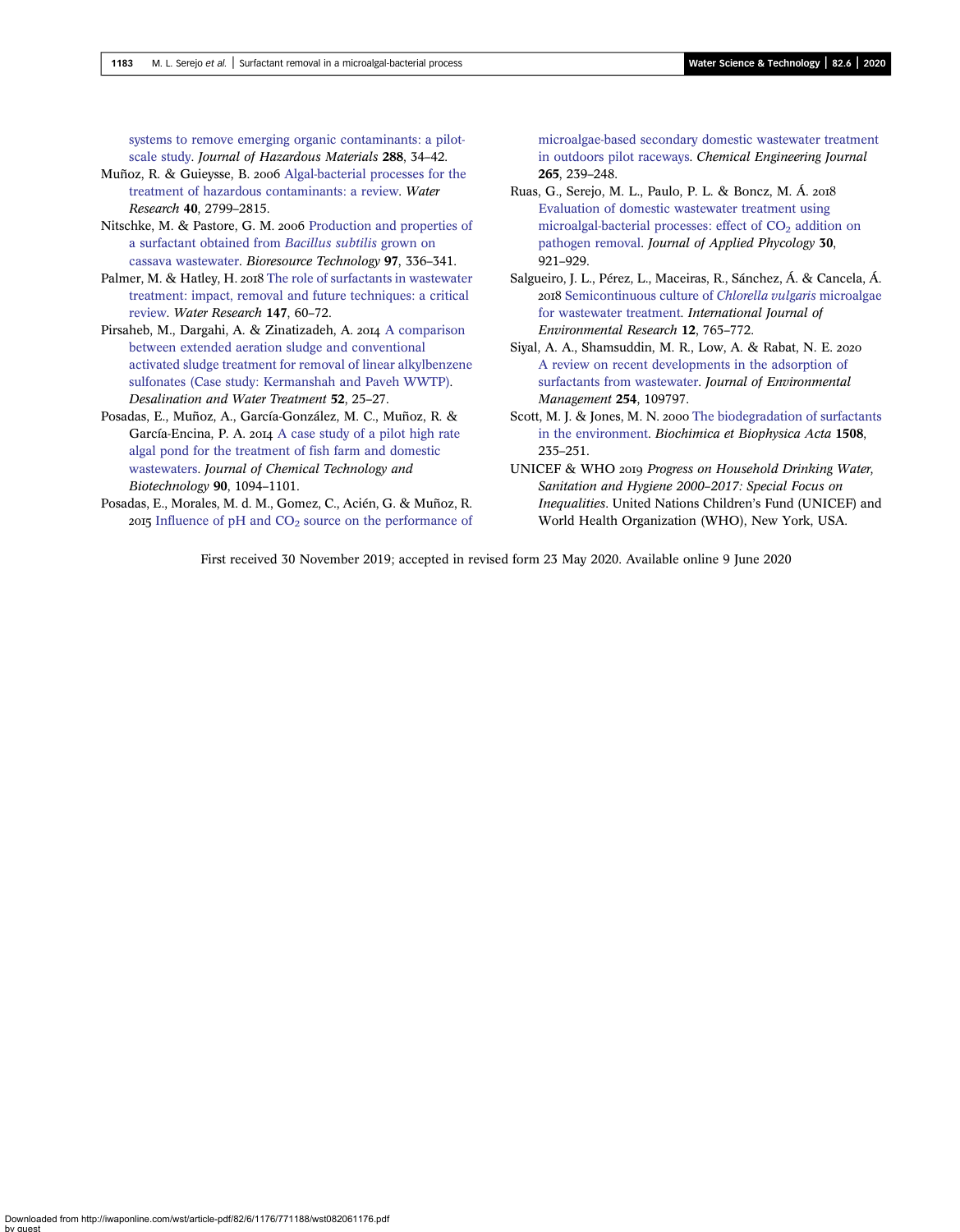systems to remove emerging organic contaminants: a pilot-scale study. *Journal of Hazardous Materials* **288**, 34–42.

Muñoz, R. & Guieysse, B. 2006 Algal-bacterial processes for the treatment of hazardous contaminants: a review. *Water Research* **40**, 2799–2815.

Nitschke, M. & Pastore, G. M. 2006 Production and properties of a surfactant obtained from *Bacillus subtilis* grown on cassava wastewater. *Bioresource Technology* **97**, 336–341.

Palmer, M. & Hatley, H. 2018 The role of surfactants in wastewater treatment: impact, removal and future techniques: a critical review. *Water Research* **147**, 60–72.

Pirsaheb, M., Dargahi, A. & Zinatizadeh, A. 2014 A comparison between extended aeration sludge and conventional activated sludge treatment for removal of linear alkylbenzene sulfonates (Case study: Kermanshah and Paveh WWTP). *Desalination and Water Treatment* **52**, 25–27.

Posadas, E., Muñoz, A., García-González, M. C., Muñoz, R. & García-Encina, P. A. 2014 A case study of a pilot high rate algal pond for the treatment of fish farm and domestic wastewaters. *Journal of Chemical Technology and Biotechnology* **90**, 1094–1101.

Posadas, E., Morales, M. d. M., Gomez, C., Acién, G. & Muñoz, R. 2015 Influence of pH and $CO_2$ source on the performance of microalgae-based secondary domestic wastewater treatment in outdoors pilot raceways. *Chemical Engineering Journal* **265**, 239–248.

Ruas, G., Serejo, M. L., Paulo, P. L. & Boncz, M. Á. 2018 Evaluation of domestic wastewater treatment using microalgal-bacterial processes: effect of $CO_2$ addition on pathogen removal. *Journal of Applied Phycology* **30**, 921–929.

Salgueiro, J. L., Pérez, L., Maceiras, R., Sánchez, Á. & Cancela, Á. 2018 Semicontinuous culture of *Chlorella vulgaris* microalgae for wastewater treatment. *International Journal of Environmental Research* **12**, 765–772.

Siyal, A. A., Shamsuddin, M. R., Low, A. & Rabat, N. E. 2020 A review on recent developments in the adsorption of surfactants from wastewater. *Journal of Environmental Management* **254**, 109797.

Scott, M. J. & Jones, M. N. 2000 The biodegradation of surfactants in the environment. *Biochimica et Biophysica Acta* **1508**, 235–251.

UNICEF & WHO 2019 *Progress on Household Drinking Water, Sanitation and Hygiene 2000–2017: Special Focus on Inequalities*. United Nations Children's Fund (UNICEF) and World Health Organization (WHO), New York, USA.

First received 30 November 2019; accepted in revised form 23 May 2020. Available online 9 June 2020